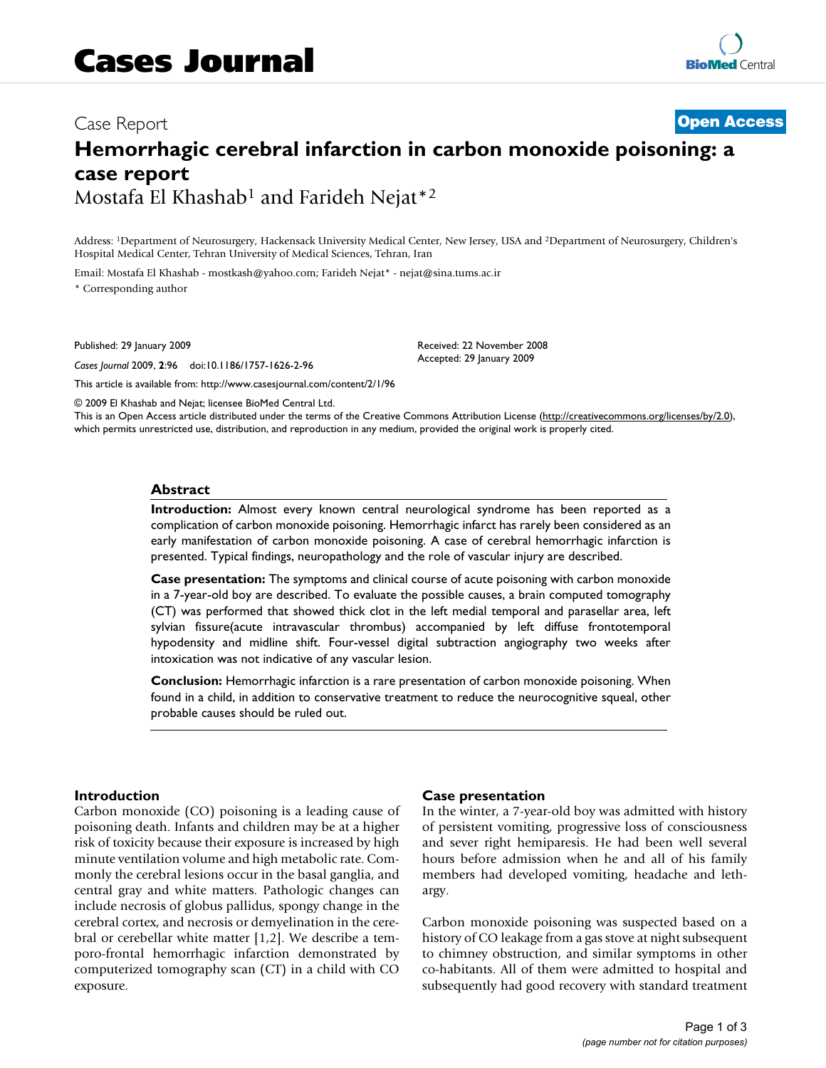# Cases Journal

Case Report

**Open Access**

# Hemorrhagic cerebral infarction in carbon monoxide poisoning: a case report

Mostafa El Khashab[1] and Farideh Nejat*[2]

Address: [1]Department of Neurosurgery, Hackensack University Medical Center, New Jersey, USA and [2]Department of Neurosurgery, Children's Hospital Medical Center, Tehran University of Medical Sciences, Tehran, Iran

Email: Mostafa El Khashab - mostkash@yahoo.com; Farideh Nejat* - nejat@sina.tums.ac.ir

\* Corresponding author

Published: 29 January 2009

*Cases Journal* 2009, **2**:96 doi:10.1186/1757-1626-2-96

Received: 22 November 2008
Accepted: 29 January 2009

This article is available from: http://www.casesjournal.com/content/2/1/96

© 2009 El Khashab and Nejat; licensee BioMed Central Ltd.
This is an Open Access article distributed under the terms of the Creative Commons Attribution License (http://creativecommons.org/licenses/by/2.0), which permits unrestricted use, distribution, and reproduction in any medium, provided the original work is properly cited.

## Abstract

**Introduction:** Almost every known central neurological syndrome has been reported as a complication of carbon monoxide poisoning. Hemorrhagic infarct has rarely been considered as an early manifestation of carbon monoxide poisoning. A case of cerebral hemorrhagic infarction is presented. Typical findings, neuropathology and the role of vascular injury are described.

**Case presentation:** The symptoms and clinical course of acute poisoning with carbon monoxide in a 7-year-old boy are described. To evaluate the possible causes, a brain computed tomography (CT) was performed that showed thick clot in the left medial temporal and parasellar area, left sylvian fissure(acute intravascular thrombus) accompanied by left diffuse frontotemporal hypodensity and midline shift. Four-vessel digital subtraction angiography two weeks after intoxication was not indicative of any vascular lesion.

**Conclusion:** Hemorrhagic infarction is a rare presentation of carbon monoxide poisoning. When found in a child, in addition to conservative treatment to reduce the neurocognitive squeal, other probable causes should be ruled out.

## Introduction

Carbon monoxide (CO) poisoning is a leading cause of poisoning death. Infants and children may be at a higher risk of toxicity because their exposure is increased by high minute ventilation volume and high metabolic rate. Commonly the cerebral lesions occur in the basal ganglia, and central gray and white matters. Pathologic changes can include necrosis of globus pallidus, spongy change in the cerebral cortex, and necrosis or demyelination in the cerebral or cerebellar white matter [1,2]. We describe a temporo-frontal hemorrhagic infarction demonstrated by computerized tomography scan (CT) in a child with CO exposure.

## Case presentation

In the winter, a 7-year-old boy was admitted with history of persistent vomiting, progressive loss of consciousness and sever right hemiparesis. He had been well several hours before admission when he and all of his family members had developed vomiting, headache and lethargy.

Carbon monoxide poisoning was suspected based on a history of CO leakage from a gas stove at night subsequent to chimney obstruction, and similar symptoms in other co-habitants. All of them were admitted to hospital and subsequently had good recovery with standard treatment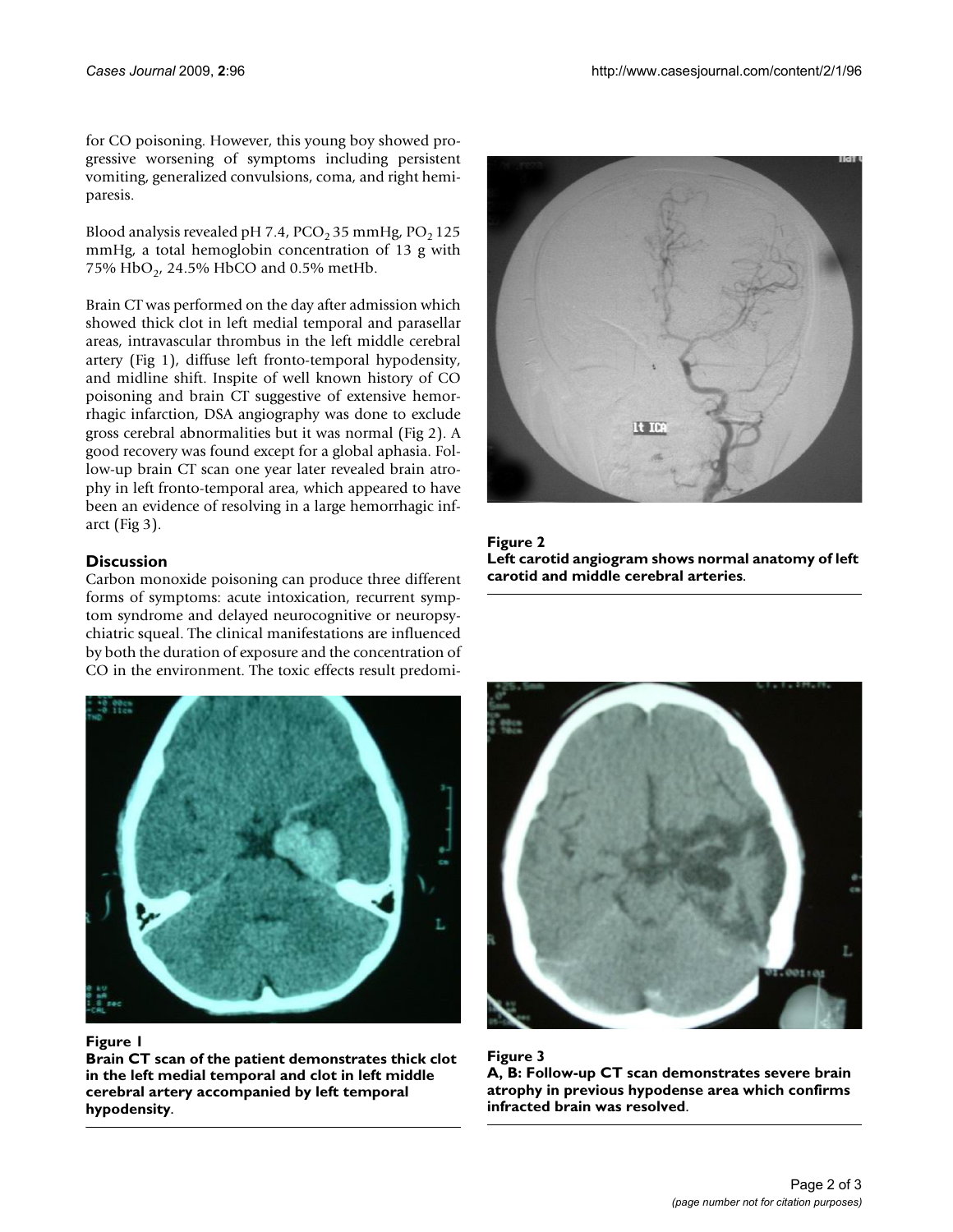for CO poisoning. However, this young boy showed progressive worsening of symptoms including persistent vomiting, generalized convulsions, coma, and right hemiparesis.

Blood analysis revealed pH 7.4, $PCO_2$ 35 mmHg, $PO_2$ 125 mmHg, a total hemoglobin concentration of 13 g with 75% $HbO_2$, 24.5% HbCO and 0.5% metHb.

Brain CT was performed on the day after admission which showed thick clot in left medial temporal and parasellar areas, intravascular thrombus in the left middle cerebral artery (Fig 1), diffuse left fronto-temporal hypodensity, and midline shift. Inspite of well known history of CO poisoning and brain CT suggestive of extensive hemorrhagic infarction, DSA angiography was done to exclude gross cerebral abnormalities but it was normal (Fig 2). A good recovery was found except for a global aphasia. Follow-up brain CT scan one year later revealed brain atrophy in left fronto-temporal area, which appeared to have been an evidence of resolving in a large hemorrhagic infarct (Fig 3).

**Figure 2**
**Left carotid angiogram shows normal anatomy of left carotid and middle cerebral arteries**.

## Discussion

Carbon monoxide poisoning can produce three different forms of symptoms: acute intoxication, recurrent symptom syndrome and delayed neurocognitive or neuropsychiatric squeal. The clinical manifestations are influenced by both the duration of exposure and the concentration of CO in the environment. The toxic effects result predomi-

**Figure 1**
**Brain CT scan of the patient demonstrates thick clot in the left medial temporal and clot in left middle cerebral artery accompanied by left temporal hypodensity**.

**Figure 3**
**A, B: Follow-up CT scan demonstrates severe brain atrophy in previous hypodense area which confirms infracted brain was resolved**.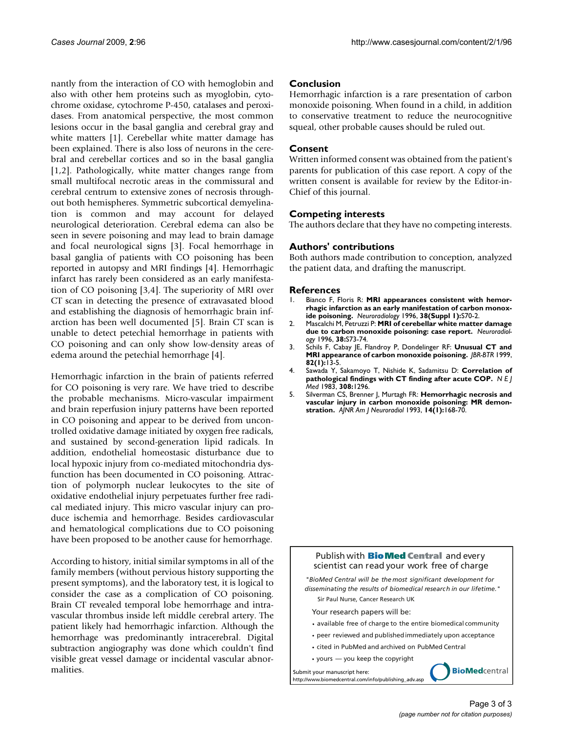nantly from the interaction of CO with hemoglobin and also with other hem proteins such as myoglobin, cytochrome oxidase, cytochrome P-450, catalases and peroxidases. From anatomical perspective, the most common lesions occur in the basal ganglia and cerebral gray and white matters [1]. Cerebellar white matter damage has been explained. There is also loss of neurons in the cerebral and cerebellar cortices and so in the basal ganglia [1,2]. Pathologically, white matter changes range from small multifocal necrotic areas in the commissural and cerebral centrum to extensive zones of necrosis throughout both hemispheres. Symmetric subcortical demyelination is common and may account for delayed neurological deterioration. Cerebral edema can also be seen in severe poisoning and may lead to brain damage and focal neurological signs [3]. Focal hemorrhage in basal ganglia of patients with CO poisoning has been reported in autopsy and MRI findings [4]. Hemorrhagic infarct has rarely been considered as an early manifestation of CO poisoning [3,4]. The superiority of MRI over CT scan in detecting the presence of extravasated blood and establishing the diagnosis of hemorrhagic brain infarction has been well documented [5]. Brain CT scan is unable to detect petechial hemorrhage in patients with CO poisoning and can only show low-density areas of edema around the petechial hemorrhage [4].

Hemorrhagic infarction in the brain of patients referred for CO poisoning is very rare. We have tried to describe the probable mechanisms. Micro-vascular impairment and brain reperfusion injury patterns have been reported in CO poisoning and appear to be derived from uncontrolled oxidative damage initiated by oxygen free radicals, and sustained by second-generation lipid radicals. In addition, endothelial homeostasic disturbance due to local hypoxic injury from co-mediated mitochondria dysfunction has been documented in CO poisoning. Attraction of polymorph nuclear leukocytes to the site of oxidative endothelial injury perpetuates further free radical mediated injury. This micro vascular injury can produce ischemia and hemorrhage. Besides cardiovascular and hematological complications due to CO poisoning have been proposed to be another cause for hemorrhage.

According to history, initial similar symptoms in all of the family members (without pervious history supporting the present symptoms), and the laboratory test, it is logical to consider the case as a complication of CO poisoning. Brain CT revealed temporal lobe hemorrhage and intravascular thrombus inside left middle cerebral artery. The patient likely had hemorrhagic infarction. Although the hemorrhage was predominantly intracerebral. Digital subtraction angiography was done which couldn't find visible great vessel damage or incidental vascular abnormalities.

## Conclusion

Hemorrhagic infarction is a rare presentation of carbon monoxide poisoning. When found in a child, in addition to conservative treatment to reduce the neurocognitive squeal, other probable causes should be ruled out.

## Consent

Written informed consent was obtained from the patient's parents for publication of this case report. A copy of the written consent is available for review by the Editor-in-Chief of this journal.

## Competing interests

The authors declare that they have no competing interests.

## Authors' contributions

Both authors made contribution to conception, analyzed the patient data, and drafting the manuscript.

## References

1. Bianco F, Floris R: **MRI appearances consistent with hemorrhagic infarction as an early manifestation of carbon monoxide poisoning.** *Neuroradiology* 1996, **38(Suppl 1):**S70-2.
2. Mascalchi M, Petruzzi P: **MRI of cerebellar white matter damage due to carbon monoxide poisoning: case report.** *Neuroradiology* 1996, **38:**S73-74.
3. Schils F, Cabay JE, Flandroy P, Dondelinger RF: **Unusual CT and MRI appearance of carbon monoxide poisoning.** *JBR-BTR* 1999, **82(1):**13-5.
4. Sawada Y, Sakamoyo T, Nishide K, Sadamitsu D: **Correlation of pathological findings with CT finding after acute COP.** *N E J Med* 1983, **308:**1296.
5. Silverman CS, Brenner J, Murtagh FR: **Hemorrhagic necrosis and vascular injury in carbon monoxide poisoning: MR demonstration.** *AJNR Am J Neuroradiol* 1993, **14(1):**168-70.

Publish with **BioMed Central** and every scientist can read your work free of charge

*"BioMed Central will be the most significant development for disseminating the results of biomedical research in our lifetime."*
Sir Paul Nurse, Cancer Research UK

Your research papers will be:

- available free of charge to the entire biomedical community
- peer reviewed and published immediately upon acceptance
- cited in PubMed and archived on PubMed Central
- yours — you keep the copyright

Submit your manuscript here:
http://www.biomedcentral.com/info/publishing_adv.asp

BioMedcentral